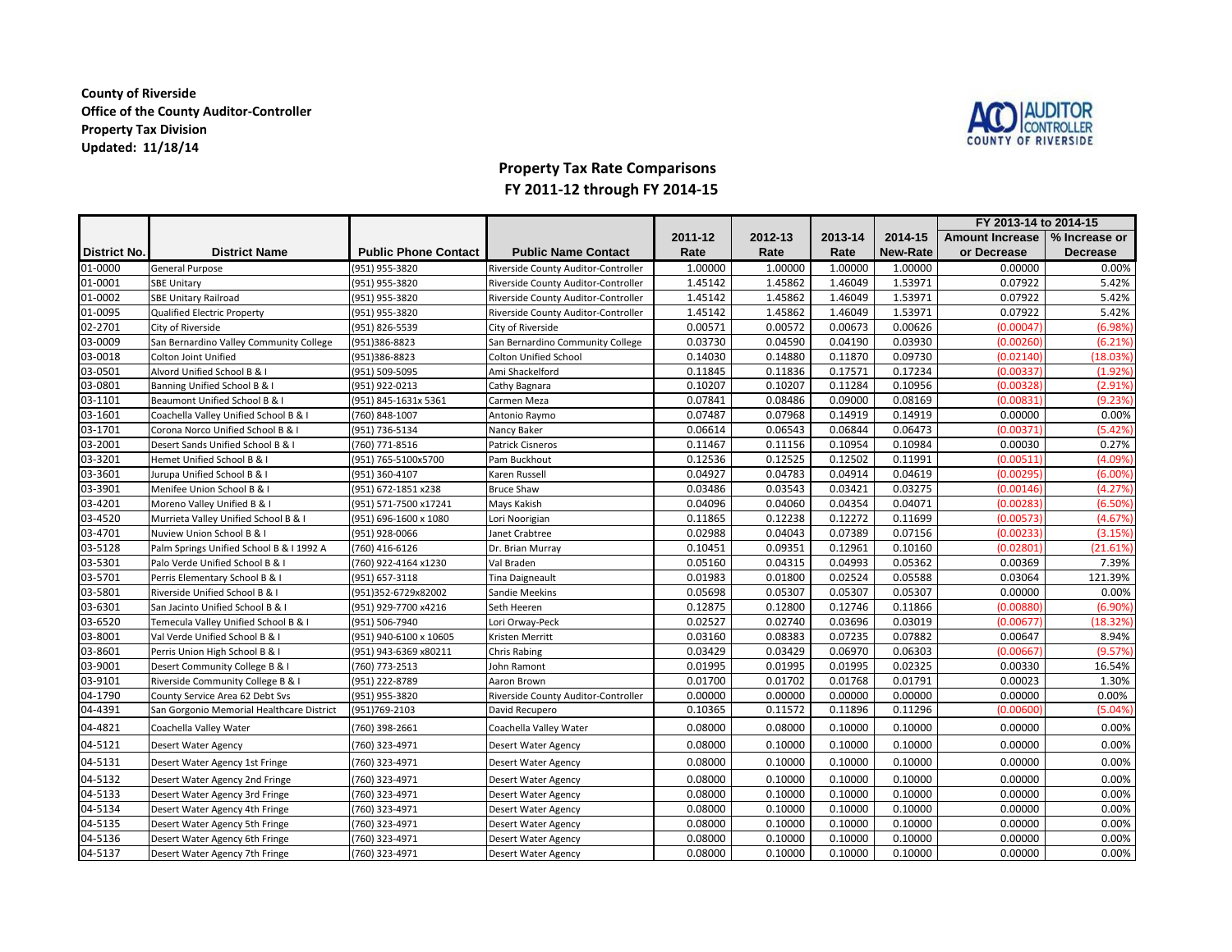**County of Riverside**
**Office of the County Auditor-Controller**
**Property Tax Division**
**Updated: 11/18/14**

## Property Tax Rate Comparisons
## FY 2011-12 through FY 2014-15

| District No. | District Name | Public Phone Contact | Public Name Contact | 2011-12 Rate | 2012-13 Rate | 2013-14 Rate | 2014-15 New-Rate | FY 2013-14 to 2014-15 Amount Increase or Decrease | % Increase or Decrease |
|---|---|---|---|---|---|---|---|---|---|
| 01-0000 | General Purpose | (951) 955-3820 | Riverside County Auditor-Controller | 1.00000 | 1.00000 | 1.00000 | 1.00000 | 0.00000 | 0.00% |
| 01-0001 | SBE Unitary | (951) 955-3820 | Riverside County Auditor-Controller | 1.45142 | 1.45862 | 1.46049 | 1.53971 | 0.07922 | 5.42% |
| 01-0002 | SBE Unitary Railroad | (951) 955-3820 | Riverside County Auditor-Controller | 1.45142 | 1.45862 | 1.46049 | 1.53971 | 0.07922 | 5.42% |
| 01-0095 | Qualified Electric Property | (951) 955-3820 | Riverside County Auditor-Controller | 1.45142 | 1.45862 | 1.46049 | 1.53971 | 0.07922 | 5.42% |
| 02-2701 | City of Riverside | (951) 826-5539 | City of Riverside | 0.00571 | 0.00572 | 0.00673 | 0.00626 | (0.00047) | (6.98%) |
| 03-0009 | San Bernardino Valley Community College | (951)386-8823 | San Bernardino Community College | 0.03730 | 0.04590 | 0.04190 | 0.03930 | (0.00260) | (6.21%) |
| 03-0018 | Colton Joint Unified | (951)386-8823 | Colton Unified School | 0.14030 | 0.14880 | 0.11870 | 0.09730 | (0.02140) | (18.03%) |
| 03-0501 | Alvord Unified School B & I | (951) 509-5095 | Ami Shackelford | 0.11845 | 0.11836 | 0.17571 | 0.17234 | (0.00337) | (1.92%) |
| 03-0801 | Banning Unified School B & I | (951) 922-0213 | Cathy Bagnara | 0.10207 | 0.10207 | 0.11284 | 0.10956 | (0.00328) | (2.91%) |
| 03-1101 | Beaumont Unified School B & I | (951) 845-1631x 5361 | Carmen Meza | 0.07841 | 0.08486 | 0.09000 | 0.08169 | (0.00831) | (9.23%) |
| 03-1601 | Coachella Valley Unified School B & I | (760) 848-1007 | Antonio Raymo | 0.07487 | 0.07968 | 0.14919 | 0.14919 | 0.00000 | 0.00% |
| 03-1701 | Corona Norco Unified School B & I | (951) 736-5134 | Nancy Baker | 0.06614 | 0.06543 | 0.06844 | 0.06473 | (0.00371) | (5.42%) |
| 03-2001 | Desert Sands Unified School B & I | (760) 771-8516 | Patrick Cisneros | 0.11467 | 0.11156 | 0.10954 | 0.10984 | 0.00030 | 0.27% |
| 03-3201 | Hemet Unified School B & I | (951) 765-5100x5700 | Pam Buckhout | 0.12536 | 0.12525 | 0.12502 | 0.11991 | (0.00511) | (4.09%) |
| 03-3601 | Jurupa Unified School B & I | (951) 360-4107 | Karen Russell | 0.04927 | 0.04783 | 0.04914 | 0.04619 | (0.00295) | (6.00%) |
| 03-3901 | Menifee Union School B & I | (951) 672-1851 x238 | Bruce Shaw | 0.03486 | 0.03543 | 0.03421 | 0.03275 | (0.00146) | (4.27%) |
| 03-4201 | Moreno Valley Unified B & I | (951) 571-7500 x17241 | Mays Kakish | 0.04096 | 0.04060 | 0.04354 | 0.04071 | (0.00283) | (6.50%) |
| 03-4520 | Murrieta Valley Unified School B & I | (951) 696-1600 x 1080 | Lori Noorigian | 0.11865 | 0.12238 | 0.12272 | 0.11699 | (0.00573) | (4.67%) |
| 03-4701 | Nuview Union School B & I | (951) 928-0066 | Janet Crabtree | 0.02988 | 0.04043 | 0.07389 | 0.07156 | (0.00233) | (3.15%) |
| 03-5128 | Palm Springs Unified School B & I 1992 A | (760) 416-6126 | Dr. Brian Murray | 0.10451 | 0.09351 | 0.12961 | 0.10160 | (0.02801) | (21.61%) |
| 03-5301 | Palo Verde Unified School B & I | (760) 922-4164 x1230 | Val Braden | 0.05160 | 0.04315 | 0.04993 | 0.05362 | 0.00369 | 7.39% |
| 03-5701 | Perris Elementary School B & I | (951) 657-3118 | Tina Daigneault | 0.01983 | 0.01800 | 0.02524 | 0.05588 | 0.03064 | 121.39% |
| 03-5801 | Riverside Unified School B & I | (951)352-6729x82002 | Sandie Meekins | 0.05698 | 0.05307 | 0.05307 | 0.05307 | 0.00000 | 0.00% |
| 03-6301 | San Jacinto Unified School B & I | (951) 929-7700 x4216 | Seth Heeren | 0.12875 | 0.12800 | 0.12746 | 0.11866 | (0.00880) | (6.90%) |
| 03-6520 | Temecula Valley Unified School B & I | (951) 506-7940 | Lori Orway-Peck | 0.02527 | 0.02740 | 0.03696 | 0.03019 | (0.00677) | (18.32%) |
| 03-8001 | Val Verde Unified School B & I | (951) 940-6100 x 10605 | Kristen Merritt | 0.03160 | 0.08383 | 0.07235 | 0.07882 | 0.00647 | 8.94% |
| 03-8601 | Perris Union High School B & I | (951) 943-6369 x80211 | Chris Rabing | 0.03429 | 0.03429 | 0.06970 | 0.06303 | (0.00667) | (9.57%) |
| 03-9001 | Desert Community College B & I | (760) 773-2513 | John Ramont | 0.01995 | 0.01995 | 0.01995 | 0.02325 | 0.00330 | 16.54% |
| 03-9101 | Riverside Community College B & I | (951) 222-8789 | Aaron Brown | 0.01700 | 0.01702 | 0.01768 | 0.01791 | 0.00023 | 1.30% |
| 04-1790 | County Service Area 62 Debt Svs | (951) 955-3820 | Riverside County Auditor-Controller | 0.00000 | 0.00000 | 0.00000 | 0.00000 | 0.00000 | 0.00% |
| 04-4391 | San Gorgonio Memorial Healthcare District | (951)769-2103 | David Recupero | 0.10365 | 0.11572 | 0.11896 | 0.11296 | (0.00600) | (5.04%) |
| 04-4821 | Coachella Valley Water | (760) 398-2661 | Coachella Valley Water | 0.08000 | 0.08000 | 0.10000 | 0.10000 | 0.00000 | 0.00% |
| 04-5121 | Desert Water Agency | (760) 323-4971 | Desert Water Agency | 0.08000 | 0.10000 | 0.10000 | 0.10000 | 0.00000 | 0.00% |
| 04-5131 | Desert Water Agency 1st Fringe | (760) 323-4971 | Desert Water Agency | 0.08000 | 0.10000 | 0.10000 | 0.10000 | 0.00000 | 0.00% |
| 04-5132 | Desert Water Agency 2nd Fringe | (760) 323-4971 | Desert Water Agency | 0.08000 | 0.10000 | 0.10000 | 0.10000 | 0.00000 | 0.00% |
| 04-5133 | Desert Water Agency 3rd Fringe | (760) 323-4971 | Desert Water Agency | 0.08000 | 0.10000 | 0.10000 | 0.10000 | 0.00000 | 0.00% |
| 04-5134 | Desert Water Agency 4th Fringe | (760) 323-4971 | Desert Water Agency | 0.08000 | 0.10000 | 0.10000 | 0.10000 | 0.00000 | 0.00% |
| 04-5135 | Desert Water Agency 5th Fringe | (760) 323-4971 | Desert Water Agency | 0.08000 | 0.10000 | 0.10000 | 0.10000 | 0.00000 | 0.00% |
| 04-5136 | Desert Water Agency 6th Fringe | (760) 323-4971 | Desert Water Agency | 0.08000 | 0.10000 | 0.10000 | 0.10000 | 0.00000 | 0.00% |
| 04-5137 | Desert Water Agency 7th Fringe | (760) 323-4971 | Desert Water Agency | 0.08000 | 0.10000 | 0.10000 | 0.10000 | 0.00000 | 0.00% |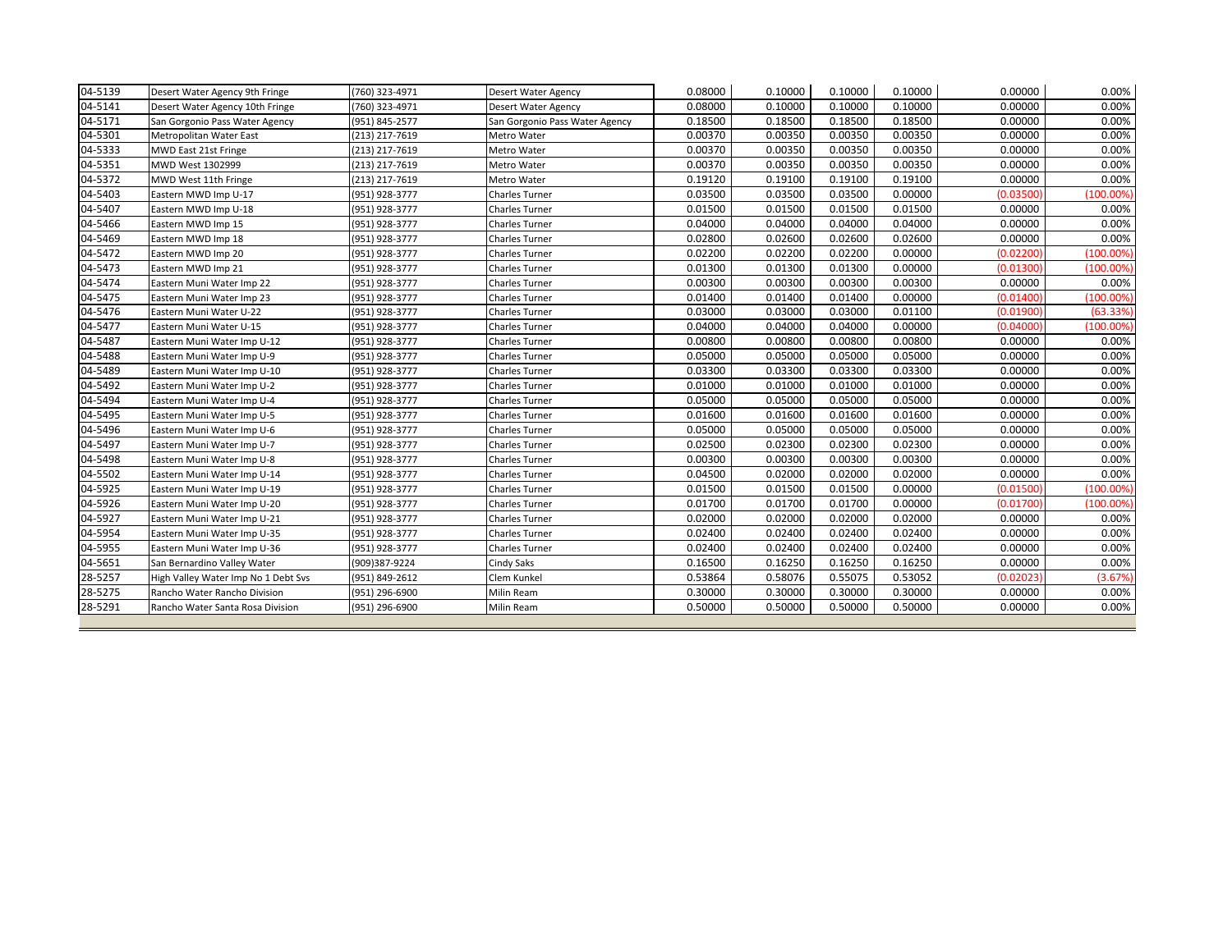| | | | | | | | | | |
|---|---|---|---|---|---|---|---|---|---|
| 04-5139 | Desert Water Agency 9th Fringe | (760) 323-4971 | Desert Water Agency | 0.08000 | 0.10000 | 0.10000 | 0.10000 | 0.00000 | 0.00% |
| 04-5141 | Desert Water Agency 10th Fringe | (760) 323-4971 | Desert Water Agency | 0.08000 | 0.10000 | 0.10000 | 0.10000 | 0.00000 | 0.00% |
| 04-5171 | San Gorgonio Pass Water Agency | (951) 845-2577 | San Gorgonio Pass Water Agency | 0.18500 | 0.18500 | 0.18500 | 0.18500 | 0.00000 | 0.00% |
| 04-5301 | Metropolitan Water East | (213) 217-7619 | Metro Water | 0.00370 | 0.00350 | 0.00350 | 0.00350 | 0.00000 | 0.00% |
| 04-5333 | MWD East 21st Fringe | (213) 217-7619 | Metro Water | 0.00370 | 0.00350 | 0.00350 | 0.00350 | 0.00000 | 0.00% |
| 04-5351 | MWD West 1302999 | (213) 217-7619 | Metro Water | 0.00370 | 0.00350 | 0.00350 | 0.00350 | 0.00000 | 0.00% |
| 04-5372 | MWD West 11th Fringe | (213) 217-7619 | Metro Water | 0.19120 | 0.19100 | 0.19100 | 0.19100 | 0.00000 | 0.00% |
| 04-5403 | Eastern MWD Imp U-17 | (951) 928-3777 | Charles Turner | 0.03500 | 0.03500 | 0.03500 | 0.00000 | (0.03500) | (100.00%) |
| 04-5407 | Eastern MWD Imp U-18 | (951) 928-3777 | Charles Turner | 0.01500 | 0.01500 | 0.01500 | 0.01500 | 0.00000 | 0.00% |
| 04-5466 | Eastern MWD Imp 15 | (951) 928-3777 | Charles Turner | 0.04000 | 0.04000 | 0.04000 | 0.04000 | 0.00000 | 0.00% |
| 04-5469 | Eastern MWD Imp 18 | (951) 928-3777 | Charles Turner | 0.02800 | 0.02600 | 0.02600 | 0.02600 | 0.00000 | 0.00% |
| 04-5472 | Eastern MWD Imp 20 | (951) 928-3777 | Charles Turner | 0.02200 | 0.02200 | 0.02200 | 0.00000 | (0.02200) | (100.00%) |
| 04-5473 | Eastern MWD Imp 21 | (951) 928-3777 | Charles Turner | 0.01300 | 0.01300 | 0.01300 | 0.00000 | (0.01300) | (100.00%) |
| 04-5474 | Eastern Muni Water Imp 22 | (951) 928-3777 | Charles Turner | 0.00300 | 0.00300 | 0.00300 | 0.00300 | 0.00000 | 0.00% |
| 04-5475 | Eastern Muni Water Imp 23 | (951) 928-3777 | Charles Turner | 0.01400 | 0.01400 | 0.01400 | 0.00000 | (0.01400) | (100.00%) |
| 04-5476 | Eastern Muni Water U-22 | (951) 928-3777 | Charles Turner | 0.03000 | 0.03000 | 0.03000 | 0.01100 | (0.01900) | (63.33%) |
| 04-5477 | Eastern Muni Water U-15 | (951) 928-3777 | Charles Turner | 0.04000 | 0.04000 | 0.04000 | 0.00000 | (0.04000) | (100.00%) |
| 04-5487 | Eastern Muni Water Imp U-12 | (951) 928-3777 | Charles Turner | 0.00800 | 0.00800 | 0.00800 | 0.00800 | 0.00000 | 0.00% |
| 04-5488 | Eastern Muni Water Imp U-9 | (951) 928-3777 | Charles Turner | 0.05000 | 0.05000 | 0.05000 | 0.05000 | 0.00000 | 0.00% |
| 04-5489 | Eastern Muni Water Imp U-10 | (951) 928-3777 | Charles Turner | 0.03300 | 0.03300 | 0.03300 | 0.03300 | 0.00000 | 0.00% |
| 04-5492 | Eastern Muni Water Imp U-2 | (951) 928-3777 | Charles Turner | 0.01000 | 0.01000 | 0.01000 | 0.01000 | 0.00000 | 0.00% |
| 04-5494 | Eastern Muni Water Imp U-4 | (951) 928-3777 | Charles Turner | 0.05000 | 0.05000 | 0.05000 | 0.05000 | 0.00000 | 0.00% |
| 04-5495 | Eastern Muni Water Imp U-5 | (951) 928-3777 | Charles Turner | 0.01600 | 0.01600 | 0.01600 | 0.01600 | 0.00000 | 0.00% |
| 04-5496 | Eastern Muni Water Imp U-6 | (951) 928-3777 | Charles Turner | 0.05000 | 0.05000 | 0.05000 | 0.05000 | 0.00000 | 0.00% |
| 04-5497 | Eastern Muni Water Imp U-7 | (951) 928-3777 | Charles Turner | 0.02500 | 0.02300 | 0.02300 | 0.02300 | 0.00000 | 0.00% |
| 04-5498 | Eastern Muni Water Imp U-8 | (951) 928-3777 | Charles Turner | 0.00300 | 0.00300 | 0.00300 | 0.00300 | 0.00000 | 0.00% |
| 04-5502 | Eastern Muni Water Imp U-14 | (951) 928-3777 | Charles Turner | 0.04500 | 0.02000 | 0.02000 | 0.02000 | 0.00000 | 0.00% |
| 04-5925 | Eastern Muni Water Imp U-19 | (951) 928-3777 | Charles Turner | 0.01500 | 0.01500 | 0.01500 | 0.00000 | (0.01500) | (100.00%) |
| 04-5926 | Eastern Muni Water Imp U-20 | (951) 928-3777 | Charles Turner | 0.01700 | 0.01700 | 0.01700 | 0.00000 | (0.01700) | (100.00%) |
| 04-5927 | Eastern Muni Water Imp U-21 | (951) 928-3777 | Charles Turner | 0.02000 | 0.02000 | 0.02000 | 0.02000 | 0.00000 | 0.00% |
| 04-5954 | Eastern Muni Water Imp U-35 | (951) 928-3777 | Charles Turner | 0.02400 | 0.02400 | 0.02400 | 0.02400 | 0.00000 | 0.00% |
| 04-5955 | Eastern Muni Water Imp U-36 | (951) 928-3777 | Charles Turner | 0.02400 | 0.02400 | 0.02400 | 0.02400 | 0.00000 | 0.00% |
| 04-5651 | San Bernardino Valley Water | (909)387-9224 | Cindy Saks | 0.16500 | 0.16250 | 0.16250 | 0.16250 | 0.00000 | 0.00% |
| 28-5257 | High Valley Water Imp No 1 Debt Svs | (951) 849-2612 | Clem Kunkel | 0.53864 | 0.58076 | 0.55075 | 0.53052 | (0.02023) | (3.67%) |
| 28-5275 | Rancho Water Rancho Division | (951) 296-6900 | Milin Ream | 0.30000 | 0.30000 | 0.30000 | 0.30000 | 0.00000 | 0.00% |
| 28-5291 | Rancho Water Santa Rosa Division | (951) 296-6900 | Milin Ream | 0.50000 | 0.50000 | 0.50000 | 0.50000 | 0.00000 | 0.00% |